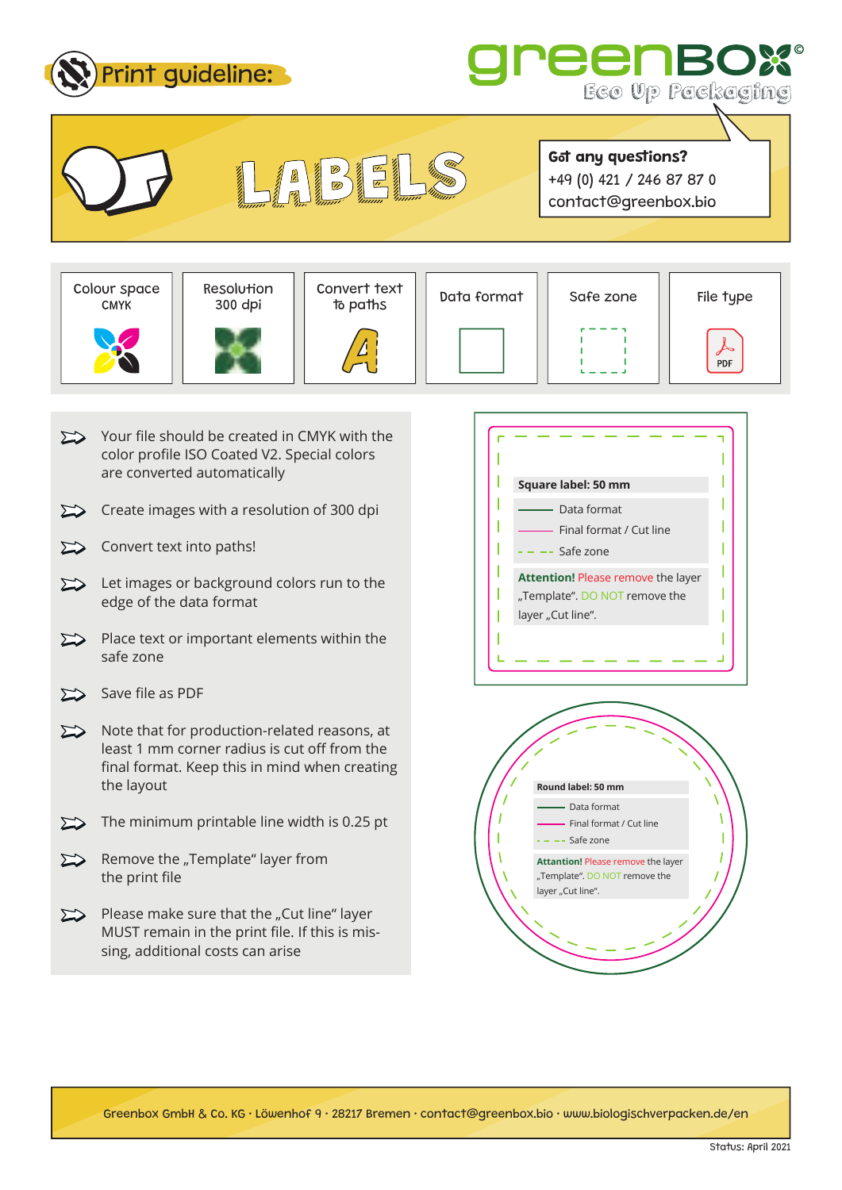# Print guideline:

**greenBOX**© Eco Up Packaging

## LABELS

**Got any questions?**
+49 (0) 421 / 246 87 87 0
contact@greenbox.bio

| Colour space CMYK | Resolution 300 dpi | Convert text to paths | Data format | Safe zone | File type |
|---|---|---|---|---|---|
| | | | | | PDF |

- Your file should be created in CMYK with the color profile ISO Coated V2. Special colors are converted automatically
- Create images with a resolution of 300 dpi
- Convert text into paths!
- Let images or background colors run to the edge of the data format
- Place text or important elements within the safe zone
- Save file as PDF
- Note that for production-related reasons, at least 1 mm corner radius is cut off from the final format. Keep this in mind when creating the layout
- The minimum printable line width is 0.25 pt
- Remove the „Template" layer from the print file
- Please make sure that the „Cut line" layer MUST remain in the print file. If this is missing, additional costs can arise

**Square label: 50 mm**

- Data format
- Final format / Cut line
- Safe zone

**Attention!** Please remove the layer „Template". DO NOT remove the layer „Cut line".

**Round label: 50 mm**

- Data format
- Final format / Cut line
- Safe zone

**Attantion!** Please remove the layer „Template". DO NOT remove the layer „Cut line".

Greenbox GmbH & Co. KG · Löwenhof 9 · 28217 Bremen · contact@greenbox.bio · www.biologischverpacken.de/en

Status: April 2021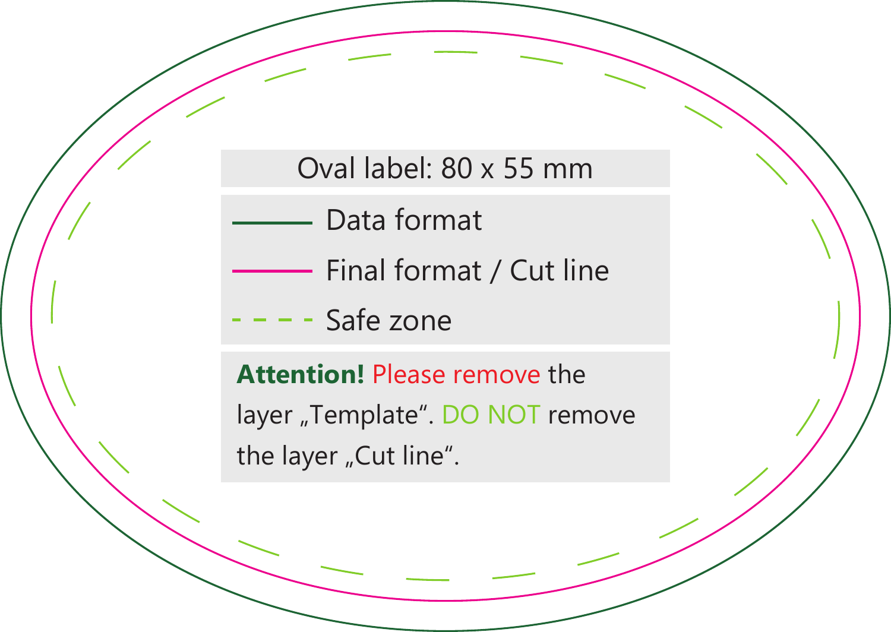Oval label: 80 x 55 mm

Data format

Final format / Cut line

Safe zone

**Attention!** Please remove the layer „Template". DO NOT remove the layer „Cut line".